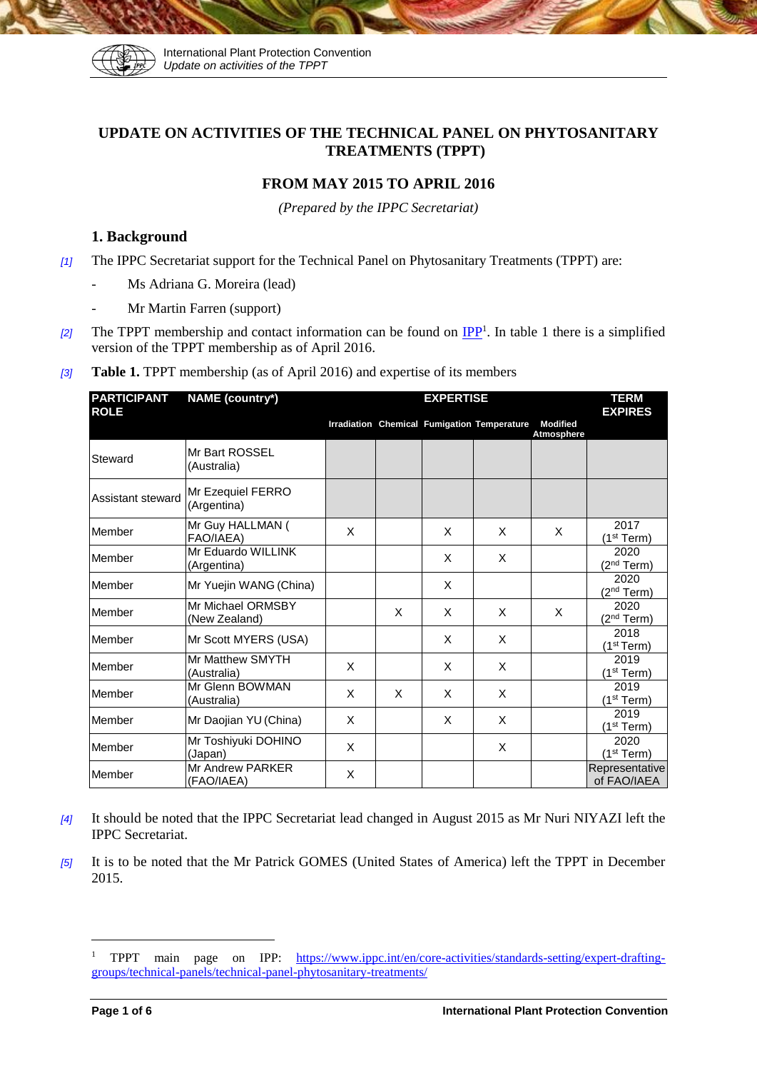# UPDATE ON ACTIVITIES OF THE TECHNICAL PANEL ON PHYTOSANITARY TREATMENTS (TPPT)

## FROM MAY 2015 TO APRIL 2016

*(Prepared by the IPPC Secretariat)*

### 1. Background

[1] The IPPC Secretariat support for the Technical Panel on Phytosanitary Treatments (TPPT) are:

- Ms Adriana G. Moreira (lead)
- Mr Martin Farren (support)

[2] The TPPT membership and contact information can be found on IPP[1]. In table 1 there is a simplified version of the TPPT membership as of April 2016.

[3] **Table 1.** TPPT membership (as of April 2016) and expertise of its members

| PARTICIPANT ROLE | NAME (country*) | EXPERTISE | | | | | TERM EXPIRES |
|---|---|---|---|---|---|---|---|
| | | Irradiation | Chemical | Fumigation | Temperature | Modified Atmosphere | |
| Steward | Mr Bart ROSSEL (Australia) | | | | | | |
| Assistant steward | Mr Ezequiel FERRO (Argentina) | | | | | | |
| Member | Mr Guy HALLMAN ( FAO/IAEA) | X | | X | X | X | 2017 (1st Term) |
| Member | Mr Eduardo WILLINK (Argentina) | | | X | X | | 2020 (2nd Term) |
| Member | Mr Yuejin WANG (China) | | | X | | | 2020 (2nd Term) |
| Member | Mr Michael ORMSBY (New Zealand) | | X | X | X | X | 2020 (2nd Term) |
| Member | Mr Scott MYERS (USA) | | | X | X | | 2018 (1st Term) |
| Member | Mr Matthew SMYTH (Australia) | X | | X | X | | 2019 (1st Term) |
| Member | Mr Glenn BOWMAN (Australia) | X | X | X | X | | 2019 (1st Term) |
| Member | Mr Daojian YU (China) | X | | X | X | | 2019 (1st Term) |
| Member | Mr Toshiyuki DOHINO (Japan) | X | | | X | | 2020 (1st Term) |
| Member | Mr Andrew PARKER (FAO/IAEA) | X | | | | | Representative of FAO/IAEA |

[4] It should be noted that the IPPC Secretariat lead changed in August 2015 as Mr Nuri NIYAZI left the IPPC Secretariat.

[5] It is to be noted that the Mr Patrick GOMES (United States of America) left the TPPT in December 2015.

---

[1] TPPT main page on IPP: https://www.ippc.int/en/core-activities/standards-setting/expert-drafting-groups/technical-panels/technical-panel-phytosanitary-treatments/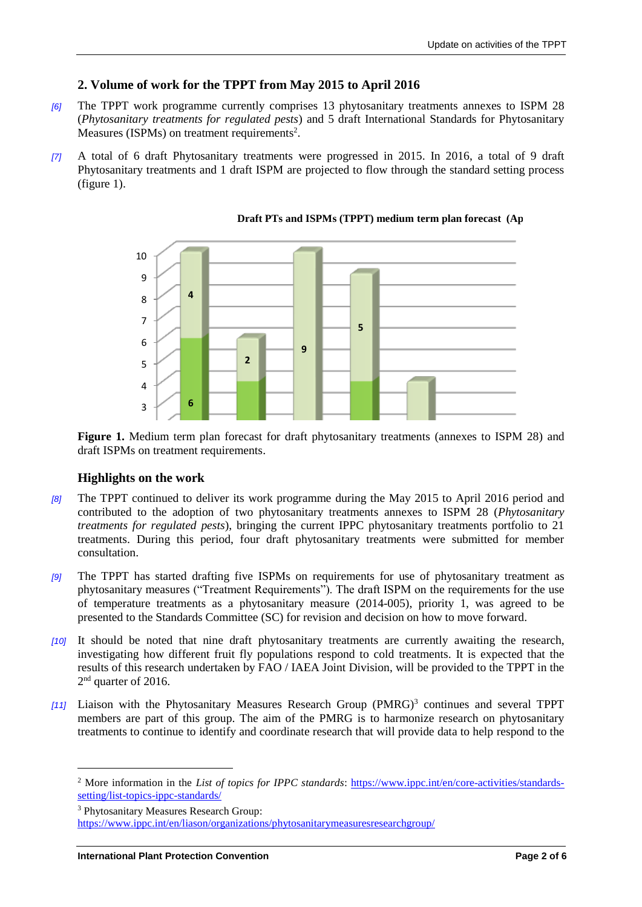## 2. Volume of work for the TPPT from May 2015 to April 2016

[6] The TPPT work programme currently comprises 13 phytosanitary treatments annexes to ISPM 28 (*Phytosanitary treatments for regulated pests*) and 5 draft International Standards for Phytosanitary Measures (ISPMs) on treatment requirements[2].

[7] A total of 6 draft Phytosanitary treatments were progressed in 2015. In 2016, a total of 9 draft Phytosanitary treatments and 1 draft ISPM are projected to flow through the standard setting process (figure 1).

**Draft PTs and ISPMs (TPPT) medium term plan forecast (Ap**

10
9
8
7
6
5
4
3

4
6
2
9
5

**Figure 1.** Medium term plan forecast for draft phytosanitary treatments (annexes to ISPM 28) and draft ISPMs on treatment requirements.

### Highlights on the work

[8] The TPPT continued to deliver its work programme during the May 2015 to April 2016 period and contributed to the adoption of two phytosanitary treatments annexes to ISPM 28 (*Phytosanitary treatments for regulated pests*), bringing the current IPPC phytosanitary treatments portfolio to 21 treatments. During this period, four draft phytosanitary treatments were submitted for member consultation.

[9] The TPPT has started drafting five ISPMs on requirements for use of phytosanitary treatment as phytosanitary measures ("Treatment Requirements"). The draft ISPM on the requirements for the use of temperature treatments as a phytosanitary measure (2014-005), priority 1, was agreed to be presented to the Standards Committee (SC) for revision and decision on how to move forward.

[10] It should be noted that nine draft phytosanitary treatments are currently awaiting the research, investigating how different fruit fly populations respond to cold treatments. It is expected that the results of this research undertaken by FAO / IAEA Joint Division, will be provided to the TPPT in the 2nd quarter of 2016.

[11] Liaison with the Phytosanitary Measures Research Group (PMRG)[3] continues and several TPPT members are part of this group. The aim of the PMRG is to harmonize research on phytosanitary treatments to continue to identify and coordinate research that will provide data to help respond to the

---

[2] More information in the *List of topics for IPPC standards*: https://www.ippc.int/en/core-activities/standards-setting/list-topics-ippc-standards/

[3] Phytosanitary Measures Research Group: https://www.ippc.int/en/liason/organizations/phytosanitarymeasuresresearchgroup/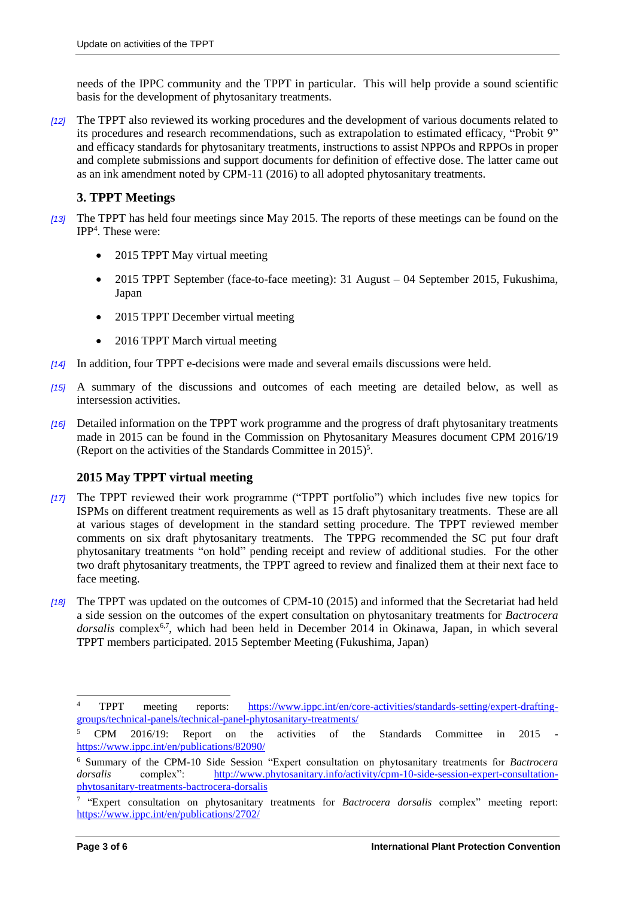needs of the IPPC community and the TPPT in particular. This will help provide a sound scientific basis for the development of phytosanitary treatments.

*[12]* The TPPT also reviewed its working procedures and the development of various documents related to its procedures and research recommendations, such as extrapolation to estimated efficacy, "Probit 9" and efficacy standards for phytosanitary treatments, instructions to assist NPPOs and RPPOs in proper and complete submissions and support documents for definition of effective dose. The latter came out as an ink amendment noted by CPM-11 (2016) to all adopted phytosanitary treatments.

## 3. TPPT Meetings

*[13]* The TPPT has held four meetings since May 2015. The reports of these meetings can be found on the IPP[4]. These were:

- 2015 TPPT May virtual meeting
- 2015 TPPT September (face-to-face meeting): 31 August – 04 September 2015, Fukushima, Japan
- 2015 TPPT December virtual meeting
- 2016 TPPT March virtual meeting

*[14]* In addition, four TPPT e-decisions were made and several emails discussions were held.

*[15]* A summary of the discussions and outcomes of each meeting are detailed below, as well as intersession activities.

*[16]* Detailed information on the TPPT work programme and the progress of draft phytosanitary treatments made in 2015 can be found in the Commission on Phytosanitary Measures document CPM 2016/19 (Report on the activities of the Standards Committee in 2015)[5].

### 2015 May TPPT virtual meeting

*[17]* The TPPT reviewed their work programme ("TPPT portfolio") which includes five new topics for ISPMs on different treatment requirements as well as 15 draft phytosanitary treatments. These are all at various stages of development in the standard setting procedure. The TPPT reviewed member comments on six draft phytosanitary treatments. The TPPG recommended the SC put four draft phytosanitary treatments "on hold" pending receipt and review of additional studies. For the other two draft phytosanitary treatments, the TPPT agreed to review and finalized them at their next face to face meeting.

*[18]* The TPPT was updated on the outcomes of CPM-10 (2015) and informed that the Secretariat had held a side session on the outcomes of the expert consultation on phytosanitary treatments for *Bactrocera dorsalis* complex[6,7], which had been held in December 2014 in Okinawa, Japan, in which several TPPT members participated. 2015 September Meeting (Fukushima, Japan)

---

[4] TPPT meeting reports: https://www.ippc.int/en/core-activities/standards-setting/expert-drafting-groups/technical-panels/technical-panel-phytosanitary-treatments/

[5] CPM 2016/19: Report on the activities of the Standards Committee in 2015 - https://www.ippc.int/en/publications/82090/

[6] Summary of the CPM-10 Side Session "Expert consultation on phytosanitary treatments for *Bactrocera dorsalis* complex": http://www.phytosanitary.info/activity/cpm-10-side-session-expert-consultation-phytosanitary-treatments-bactrocera-dorsalis

[7] "Expert consultation on phytosanitary treatments for *Bactrocera dorsalis* complex" meeting report: https://www.ippc.int/en/publications/2702/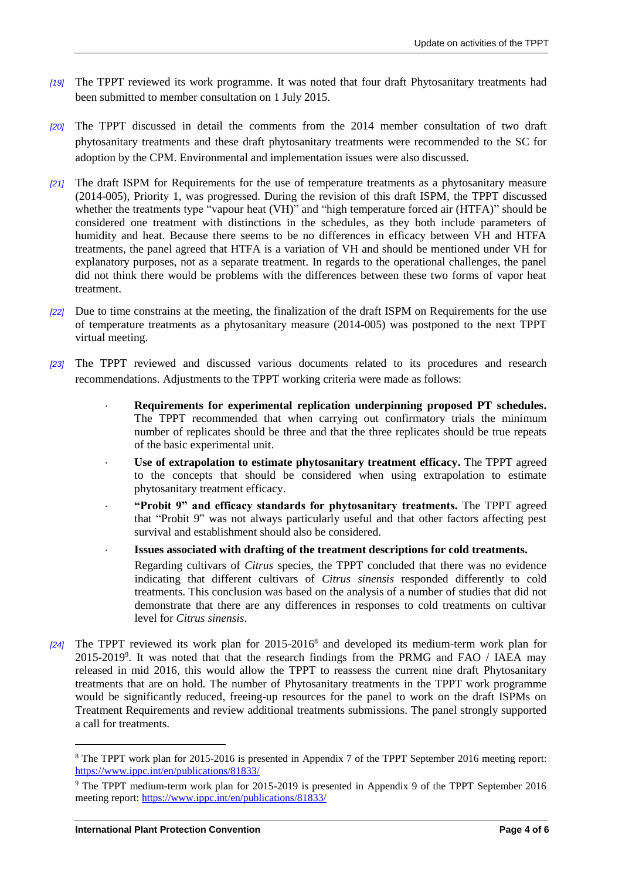[19] The TPPT reviewed its work programme. It was noted that four draft Phytosanitary treatments had been submitted to member consultation on 1 July 2015.

[20] The TPPT discussed in detail the comments from the 2014 member consultation of two draft phytosanitary treatments and these draft phytosanitary treatments were recommended to the SC for adoption by the CPM. Environmental and implementation issues were also discussed.

[21] The draft ISPM for Requirements for the use of temperature treatments as a phytosanitary measure (2014-005), Priority 1, was progressed. During the revision of this draft ISPM, the TPPT discussed whether the treatments type "vapour heat (VH)" and "high temperature forced air (HTFA)" should be considered one treatment with distinctions in the schedules, as they both include parameters of humidity and heat. Because there seems to be no differences in efficacy between VH and HTFA treatments, the panel agreed that HTFA is a variation of VH and should be mentioned under VH for explanatory purposes, not as a separate treatment. In regards to the operational challenges, the panel did not think there would be problems with the differences between these two forms of vapor heat treatment.

[22] Due to time constrains at the meeting, the finalization of the draft ISPM on Requirements for the use of temperature treatments as a phytosanitary measure (2014-005) was postponed to the next TPPT virtual meeting.

[23] The TPPT reviewed and discussed various documents related to its procedures and research recommendations. Adjustments to the TPPT working criteria were made as follows:

- **Requirements for experimental replication underpinning proposed PT schedules.** The TPPT recommended that when carrying out confirmatory trials the minimum number of replicates should be three and that the three replicates should be true repeats of the basic experimental unit.
- **Use of extrapolation to estimate phytosanitary treatment efficacy.** The TPPT agreed to the concepts that should be considered when using extrapolation to estimate phytosanitary treatment efficacy.
- **"Probit 9" and efficacy standards for phytosanitary treatments.** The TPPT agreed that "Probit 9" was not always particularly useful and that other factors affecting pest survival and establishment should also be considered.
- **Issues associated with drafting of the treatment descriptions for cold treatments.**

  Regarding cultivars of *Citrus* species, the TPPT concluded that there was no evidence indicating that different cultivars of *Citrus sinensis* responded differently to cold treatments. This conclusion was based on the analysis of a number of studies that did not demonstrate that there are any differences in responses to cold treatments on cultivar level for *Citrus sinensis*.

[24] The TPPT reviewed its work plan for 2015-2016[8] and developed its medium-term work plan for 2015-2019[9]. It was noted that that the research findings from the PRMG and FAO / IAEA may released in mid 2016, this would allow the TPPT to reassess the current nine draft Phytosanitary treatments that are on hold. The number of Phytosanitary treatments in the TPPT work programme would be significantly reduced, freeing-up resources for the panel to work on the draft ISPMs on Treatment Requirements and review additional treatments submissions. The panel strongly supported a call for treatments.

---

[8] The TPPT work plan for 2015-2016 is presented in Appendix 7 of the TPPT September 2016 meeting report: https://www.ippc.int/en/publications/81833/

[9] The TPPT medium-term work plan for 2015-2019 is presented in Appendix 9 of the TPPT September 2016 meeting report: https://www.ippc.int/en/publications/81833/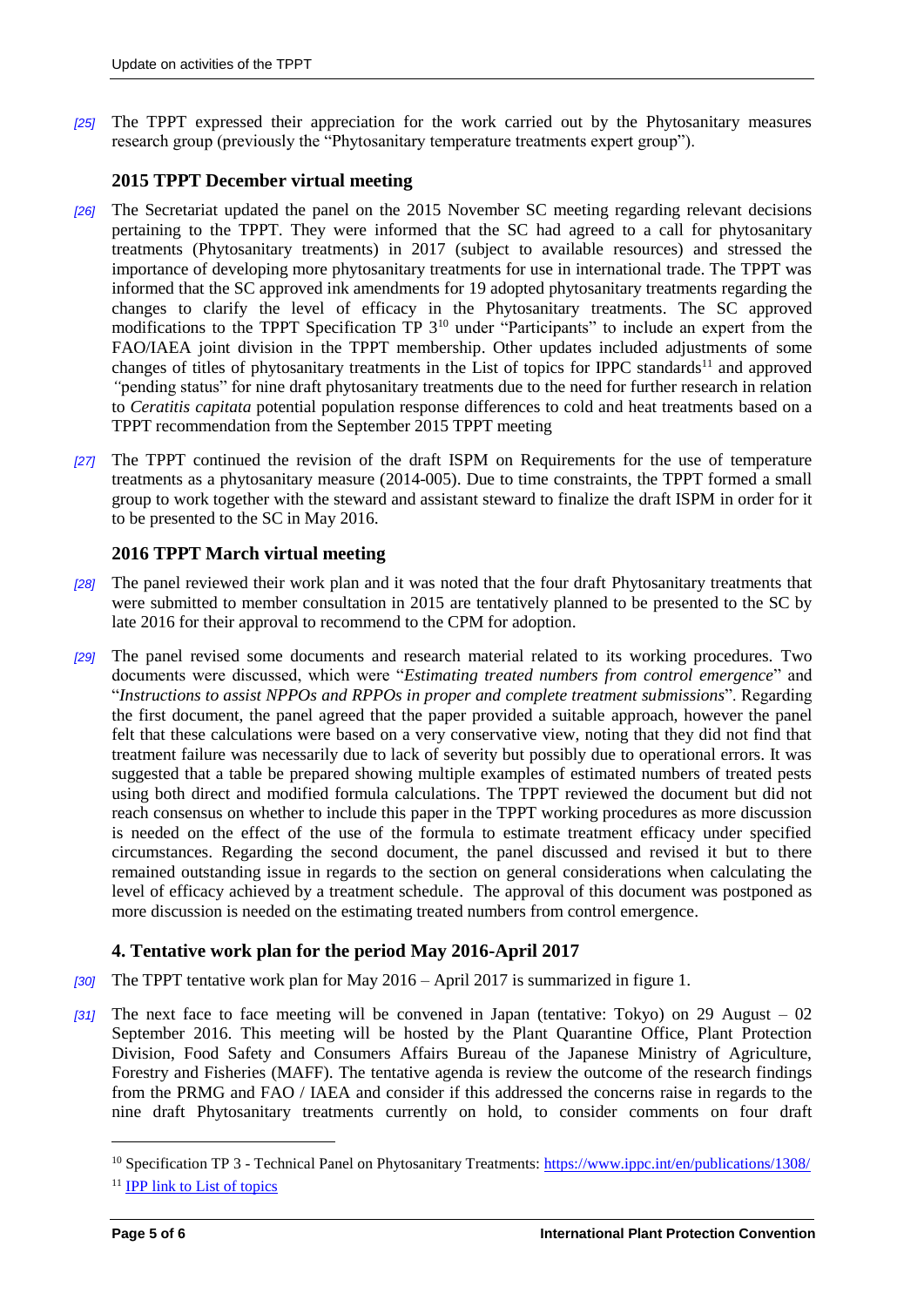*[25]* The TPPT expressed their appreciation for the work carried out by the Phytosanitary measures research group (previously the "Phytosanitary temperature treatments expert group").

### 2015 TPPT December virtual meeting

*[26]* The Secretariat updated the panel on the 2015 November SC meeting regarding relevant decisions pertaining to the TPPT. They were informed that the SC had agreed to a call for phytosanitary treatments (Phytosanitary treatments) in 2017 (subject to available resources) and stressed the importance of developing more phytosanitary treatments for use in international trade. The TPPT was informed that the SC approved ink amendments for 19 adopted phytosanitary treatments regarding the changes to clarify the level of efficacy in the Phytosanitary treatments. The SC approved modifications to the TPPT Specification TP 3[10] under "Participants" to include an expert from the FAO/IAEA joint division in the TPPT membership. Other updates included adjustments of some changes of titles of phytosanitary treatments in the List of topics for IPPC standards[11] and approved "pending status" for nine draft phytosanitary treatments due to the need for further research in relation to *Ceratitis capitata* potential population response differences to cold and heat treatments based on a TPPT recommendation from the September 2015 TPPT meeting

*[27]* The TPPT continued the revision of the draft ISPM on Requirements for the use of temperature treatments as a phytosanitary measure (2014-005). Due to time constraints, the TPPT formed a small group to work together with the steward and assistant steward to finalize the draft ISPM in order for it to be presented to the SC in May 2016.

### 2016 TPPT March virtual meeting

*[28]* The panel reviewed their work plan and it was noted that the four draft Phytosanitary treatments that were submitted to member consultation in 2015 are tentatively planned to be presented to the SC by late 2016 for their approval to recommend to the CPM for adoption.

*[29]* The panel revised some documents and research material related to its working procedures. Two documents were discussed, which were "*Estimating treated numbers from control emergence*" and "*Instructions to assist NPPOs and RPPOs in proper and complete treatment submissions*". Regarding the first document, the panel agreed that the paper provided a suitable approach, however the panel felt that these calculations were based on a very conservative view, noting that they did not find that treatment failure was necessarily due to lack of severity but possibly due to operational errors. It was suggested that a table be prepared showing multiple examples of estimated numbers of treated pests using both direct and modified formula calculations. The TPPT reviewed the document but did not reach consensus on whether to include this paper in the TPPT working procedures as more discussion is needed on the effect of the use of the formula to estimate treatment efficacy under specified circumstances. Regarding the second document, the panel discussed and revised it but to there remained outstanding issue in regards to the section on general considerations when calculating the level of efficacy achieved by a treatment schedule. The approval of this document was postponed as more discussion is needed on the estimating treated numbers from control emergence.

## 4. Tentative work plan for the period May 2016-April 2017

*[30]* The TPPT tentative work plan for May 2016 – April 2017 is summarized in figure 1.

*[31]* The next face to face meeting will be convened in Japan (tentative: Tokyo) on 29 August – 02 September 2016. This meeting will be hosted by the Plant Quarantine Office, Plant Protection Division, Food Safety and Consumers Affairs Bureau of the Japanese Ministry of Agriculture, Forestry and Fisheries (MAFF). The tentative agenda is review the outcome of the research findings from the PRMG and FAO / IAEA and consider if this addressed the concerns raise in regards to the nine draft Phytosanitary treatments currently on hold, to consider comments on four draft

---

[10] Specification TP 3 - Technical Panel on Phytosanitary Treatments: https://www.ippc.int/en/publications/1308/

[11] IPP link to List of topics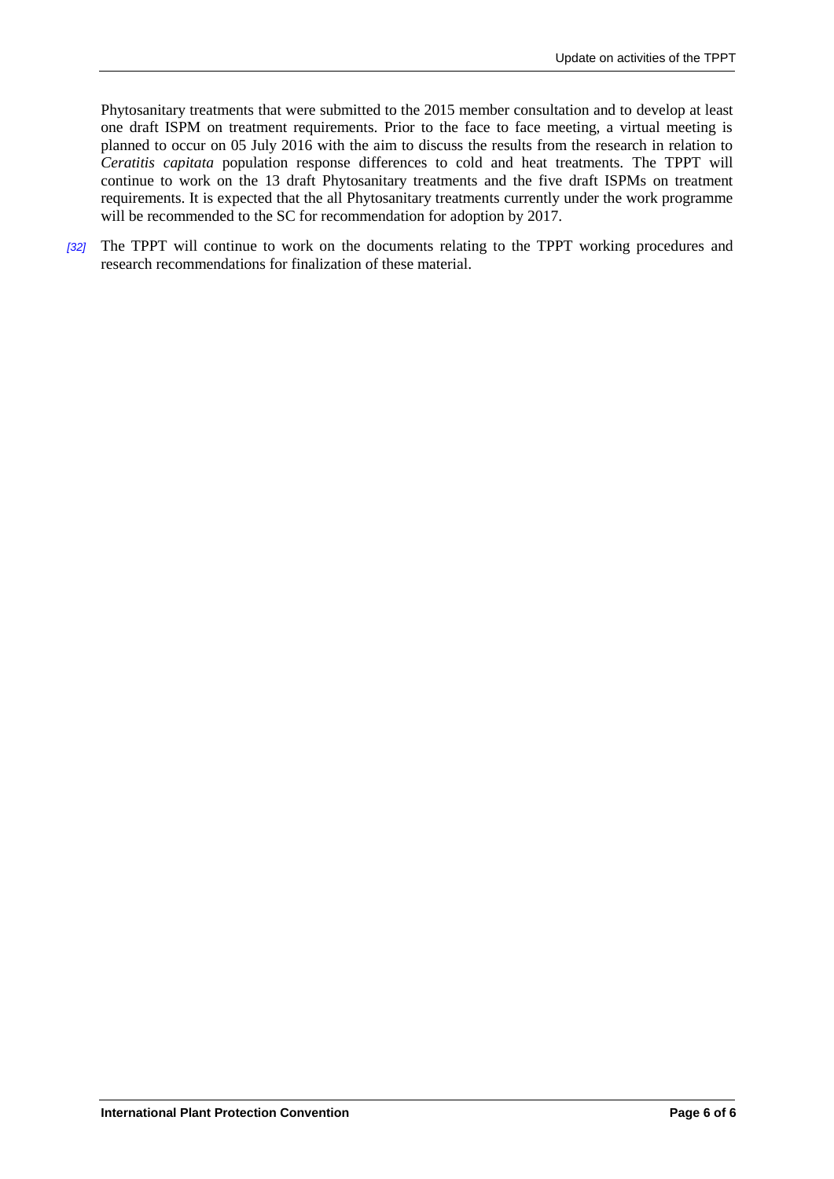Phytosanitary treatments that were submitted to the 2015 member consultation and to develop at least one draft ISPM on treatment requirements. Prior to the face to face meeting, a virtual meeting is planned to occur on 05 July 2016 with the aim to discuss the results from the research in relation to *Ceratitis capitata* population response differences to cold and heat treatments. The TPPT will continue to work on the 13 draft Phytosanitary treatments and the five draft ISPMs on treatment requirements. It is expected that the all Phytosanitary treatments currently under the work programme will be recommended to the SC for recommendation for adoption by 2017.

[32] The TPPT will continue to work on the documents relating to the TPPT working procedures and research recommendations for finalization of these material.